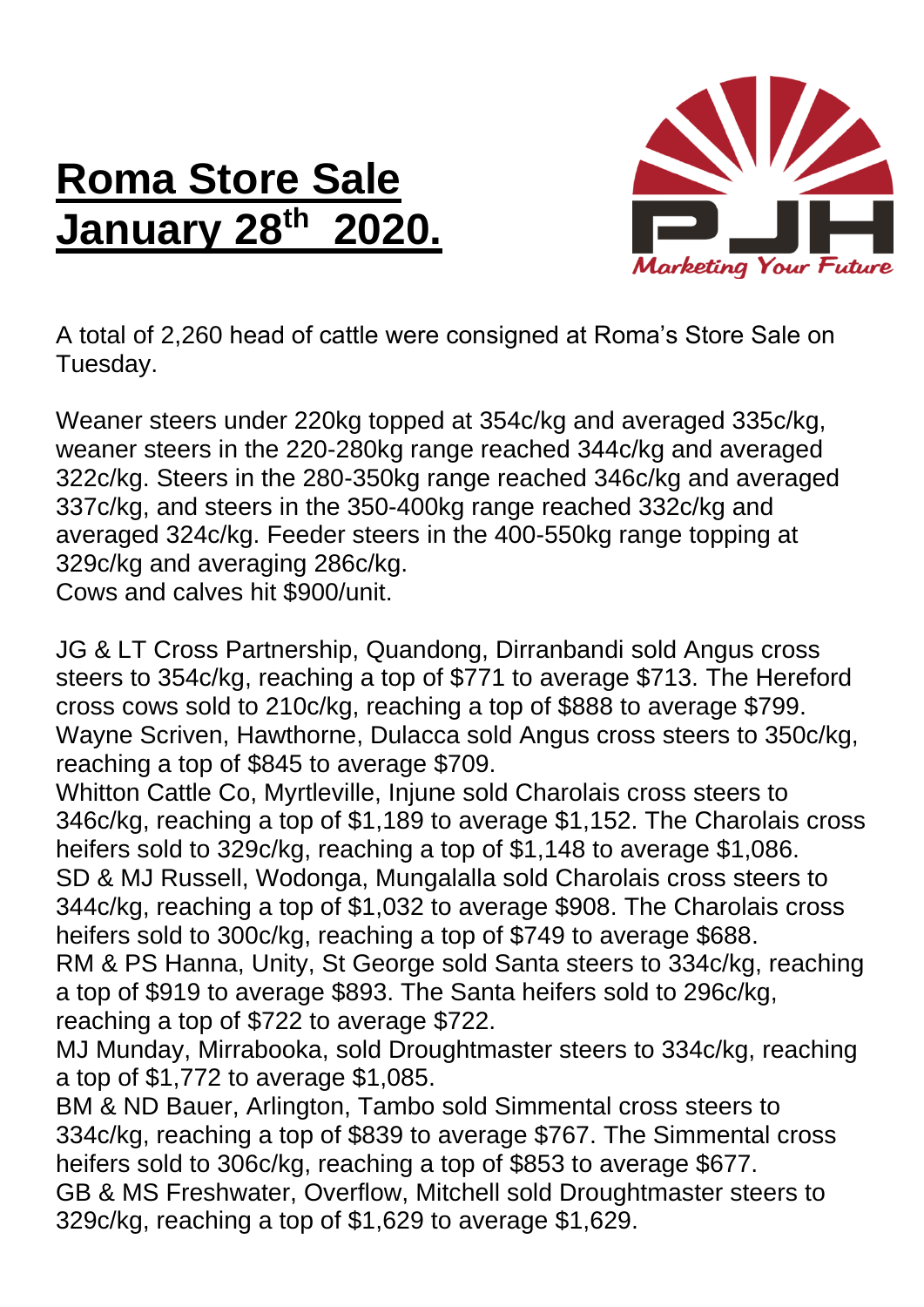# Roma Store Sale January 28th 2020.

PJH

*Marketing Your Future*

A total of 2,260 head of cattle were consigned at Roma's Store Sale on Tuesday.

Weaner steers under 220kg topped at 354c/kg and averaged 335c/kg, weaner steers in the 220-280kg range reached 344c/kg and averaged 322c/kg. Steers in the 280-350kg range reached 346c/kg and averaged 337c/kg, and steers in the 350-400kg range reached 332c/kg and averaged 324c/kg. Feeder steers in the 400-550kg range topping at 329c/kg and averaging 286c/kg.
Cows and calves hit $900/unit.

JG & LT Cross Partnership, Quandong, Dirranbandi sold Angus cross steers to 354c/kg, reaching a top of $771 to average $713. The Hereford cross cows sold to 210c/kg, reaching a top of $888 to average $799.
Wayne Scriven, Hawthorne, Dulacca sold Angus cross steers to 350c/kg, reaching a top of $845 to average $709.
Whitton Cattle Co, Myrtleville, Injune sold Charolais cross steers to 346c/kg, reaching a top of $1,189 to average $1,152. The Charolais cross heifers sold to 329c/kg, reaching a top of $1,148 to average $1,086.
SD & MJ Russell, Wodonga, Mungalalla sold Charolais cross steers to 344c/kg, reaching a top of $1,032 to average $908. The Charolais cross heifers sold to 300c/kg, reaching a top of $749 to average $688.
RM & PS Hanna, Unity, St George sold Santa steers to 334c/kg, reaching a top of $919 to average $893. The Santa heifers sold to 296c/kg, reaching a top of $722 to average $722.
MJ Munday, Mirrabooka, sold Droughtmaster steers to 334c/kg, reaching a top of $1,772 to average $1,085.
BM & ND Bauer, Arlington, Tambo sold Simmental cross steers to 334c/kg, reaching a top of $839 to average $767. The Simmental cross heifers sold to 306c/kg, reaching a top of $853 to average $677.
GB & MS Freshwater, Overflow, Mitchell sold Droughtmaster steers to 329c/kg, reaching a top of $1,629 to average $1,629.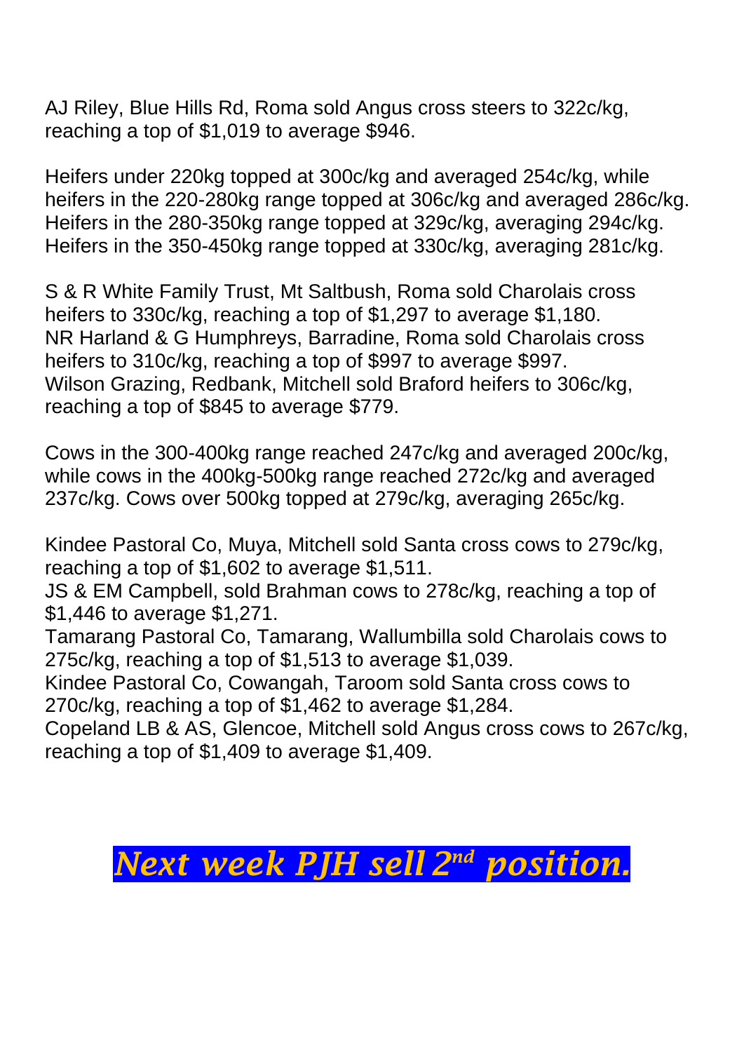AJ Riley, Blue Hills Rd, Roma sold Angus cross steers to 322c/kg, reaching a top of $1,019 to average $946.

Heifers under 220kg topped at 300c/kg and averaged 254c/kg, while heifers in the 220-280kg range topped at 306c/kg and averaged 286c/kg. Heifers in the 280-350kg range topped at 329c/kg, averaging 294c/kg. Heifers in the 350-450kg range topped at 330c/kg, averaging 281c/kg.

S & R White Family Trust, Mt Saltbush, Roma sold Charolais cross heifers to 330c/kg, reaching a top of $1,297 to average $1,180.
NR Harland & G Humphreys, Barradine, Roma sold Charolais cross heifers to 310c/kg, reaching a top of $997 to average $997.
Wilson Grazing, Redbank, Mitchell sold Braford heifers to 306c/kg, reaching a top of $845 to average $779.

Cows in the 300-400kg range reached 247c/kg and averaged 200c/kg, while cows in the 400kg-500kg range reached 272c/kg and averaged 237c/kg. Cows over 500kg topped at 279c/kg, averaging 265c/kg.

Kindee Pastoral Co, Muya, Mitchell sold Santa cross cows to 279c/kg, reaching a top of $1,602 to average $1,511.
JS & EM Campbell, sold Brahman cows to 278c/kg, reaching a top of $1,446 to average $1,271.
Tamarang Pastoral Co, Tamarang, Wallumbilla sold Charolais cows to 275c/kg, reaching a top of $1,513 to average $1,039.
Kindee Pastoral Co, Cowangah, Taroom sold Santa cross cows to 270c/kg, reaching a top of $1,462 to average $1,284.
Copeland LB & AS, Glencoe, Mitchell sold Angus cross cows to 267c/kg, reaching a top of $1,409 to average $1,409.

***Next week PJH sell 2nd position.***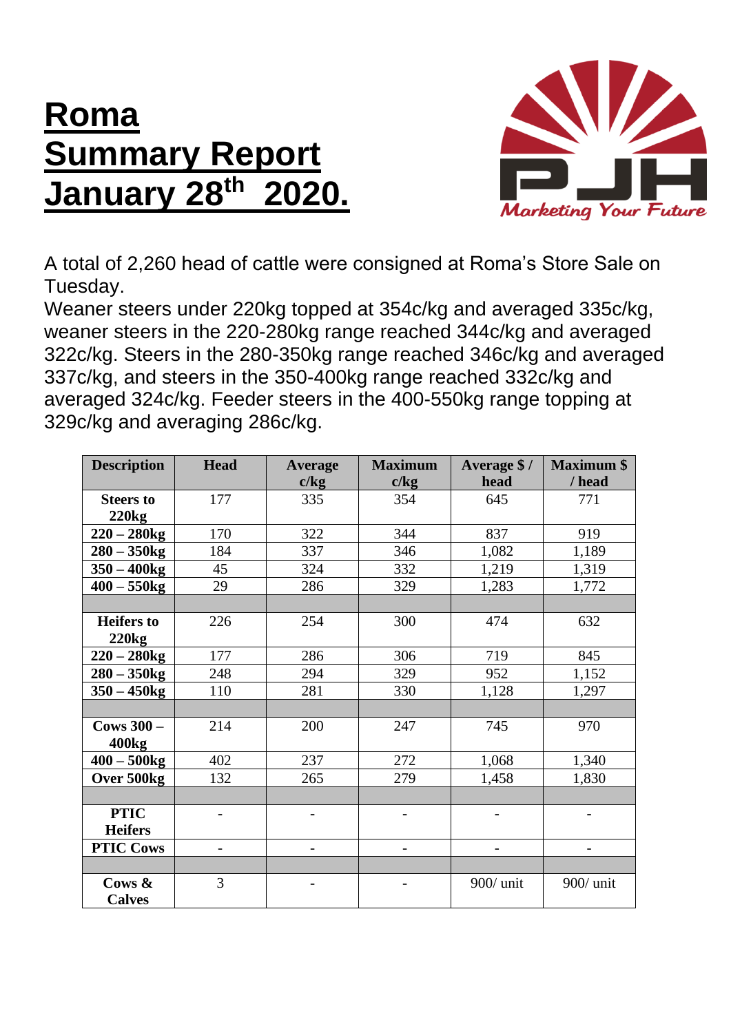# Roma Summary Report January 28th 2020.

Marketing Your Future

A total of 2,260 head of cattle were consigned at Roma's Store Sale on Tuesday.

Weaner steers under 220kg topped at 354c/kg and averaged 335c/kg, weaner steers in the 220-280kg range reached 344c/kg and averaged 322c/kg. Steers in the 280-350kg range reached 346c/kg and averaged 337c/kg, and steers in the 350-400kg range reached 332c/kg and averaged 324c/kg. Feeder steers in the 400-550kg range topping at 329c/kg and averaging 286c/kg.

| Description | Head | Average c/kg | Maximum c/kg | Average $ / head | Maximum $ / head |
|---|---|---|---|---|---|
| **Steers to 220kg** | 177 | 335 | 354 | 645 | 771 |
| **220 – 280kg** | 170 | 322 | 344 | 837 | 919 |
| **280 – 350kg** | 184 | 337 | 346 | 1,082 | 1,189 |
| **350 – 400kg** | 45 | 324 | 332 | 1,219 | 1,319 |
| **400 – 550kg** | 29 | 286 | 329 | 1,283 | 1,772 |
| | | | | | |
| **Heifers to 220kg** | 226 | 254 | 300 | 474 | 632 |
| **220 – 280kg** | 177 | 286 | 306 | 719 | 845 |
| **280 – 350kg** | 248 | 294 | 329 | 952 | 1,152 |
| **350 – 450kg** | 110 | 281 | 330 | 1,128 | 1,297 |
| | | | | | |
| **Cows 300 – 400kg** | 214 | 200 | 247 | 745 | 970 |
| **400 – 500kg** | 402 | 237 | 272 | 1,068 | 1,340 |
| **Over 500kg** | 132 | 265 | 279 | 1,458 | 1,830 |
| | | | | | |
| **PTIC Heifers** | - | - | - | - | - |
| **PTIC Cows** | - | - | - | - | - |
| | | | | | |
| **Cows & Calves** | 3 | - | - | 900/ unit | 900/ unit |